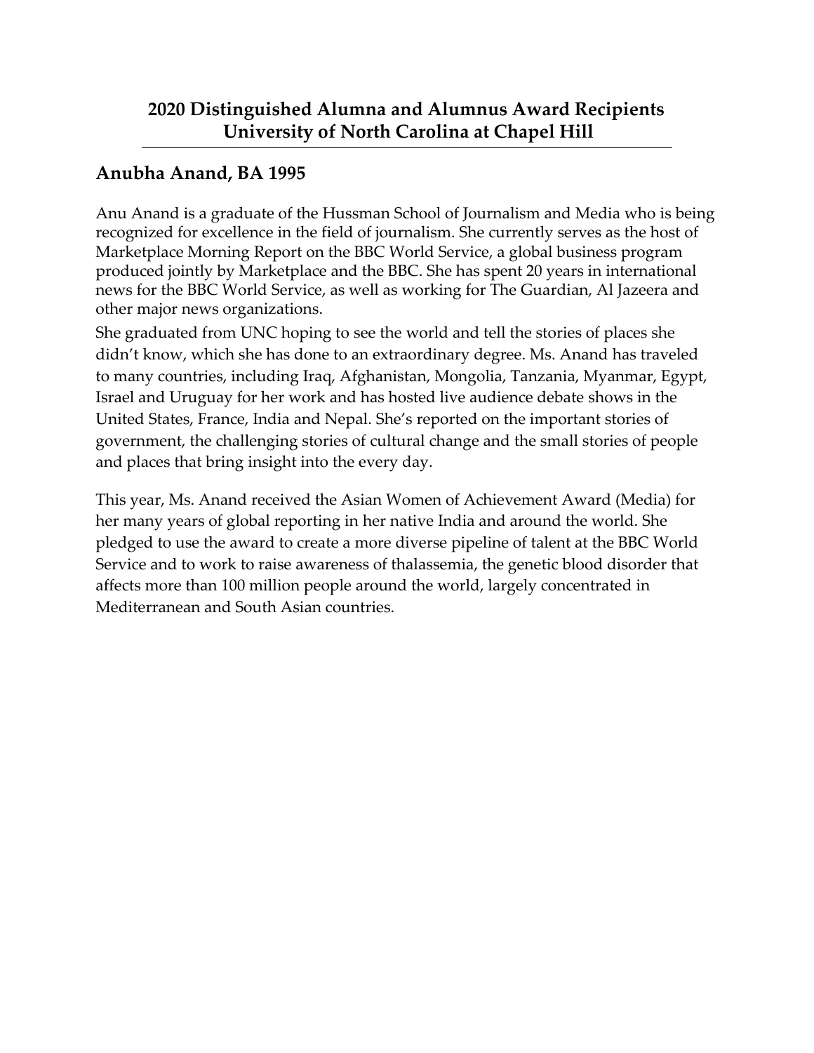# 2020 Distinguished Alumna and Alumnus Award Recipients
# University of North Carolina at Chapel Hill

---

## Anubha Anand, BA 1995

Anu Anand is a graduate of the Hussman School of Journalism and Media who is being recognized for excellence in the field of journalism. She currently serves as the host of Marketplace Morning Report on the BBC World Service, a global business program produced jointly by Marketplace and the BBC. She has spent 20 years in international news for the BBC World Service, as well as working for The Guardian, Al Jazeera and other major news organizations.

She graduated from UNC hoping to see the world and tell the stories of places she didn't know, which she has done to an extraordinary degree. Ms. Anand has traveled to many countries, including Iraq, Afghanistan, Mongolia, Tanzania, Myanmar, Egypt, Israel and Uruguay for her work and has hosted live audience debate shows in the United States, France, India and Nepal. She's reported on the important stories of government, the challenging stories of cultural change and the small stories of people and places that bring insight into the every day.

This year, Ms. Anand received the Asian Women of Achievement Award (Media) for her many years of global reporting in her native India and around the world. She pledged to use the award to create a more diverse pipeline of talent at the BBC World Service and to work to raise awareness of thalassemia, the genetic blood disorder that affects more than 100 million people around the world, largely concentrated in Mediterranean and South Asian countries.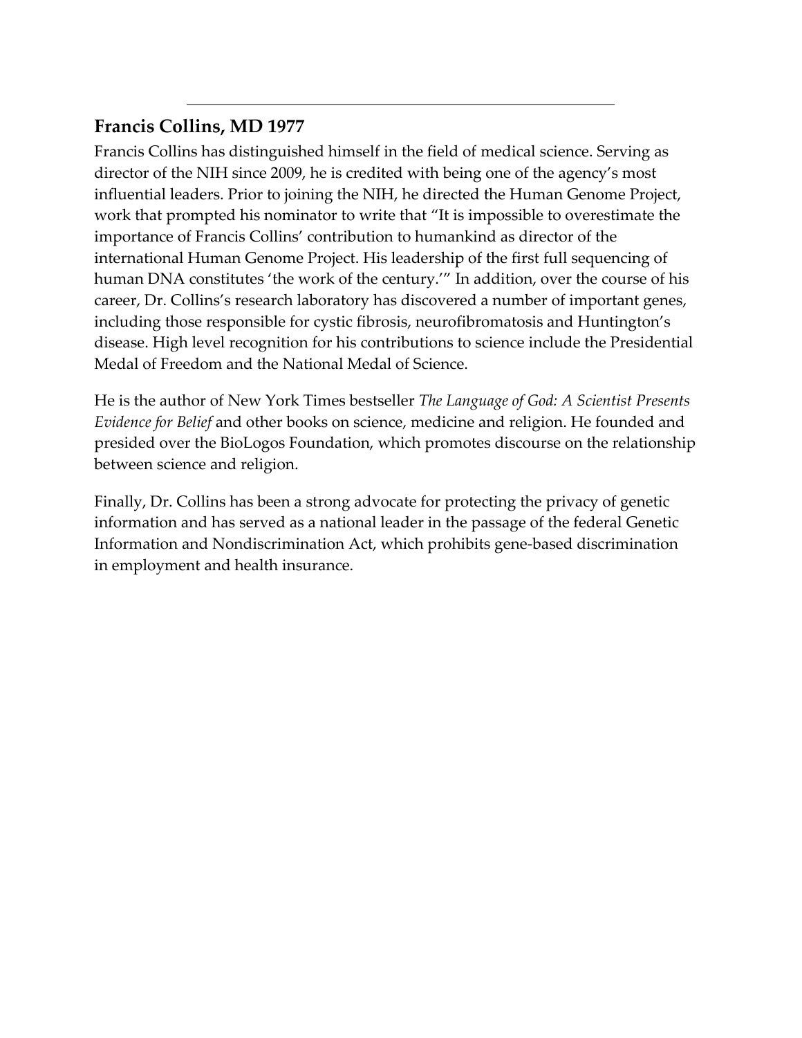---

## Francis Collins, MD 1977

Francis Collins has distinguished himself in the field of medical science. Serving as director of the NIH since 2009, he is credited with being one of the agency's most influential leaders. Prior to joining the NIH, he directed the Human Genome Project, work that prompted his nominator to write that "It is impossible to overestimate the importance of Francis Collins' contribution to humankind as director of the international Human Genome Project. His leadership of the first full sequencing of human DNA constitutes 'the work of the century.'" In addition, over the course of his career, Dr. Collins's research laboratory has discovered a number of important genes, including those responsible for cystic fibrosis, neurofibromatosis and Huntington's disease. High level recognition for his contributions to science include the Presidential Medal of Freedom and the National Medal of Science.

He is the author of New York Times bestseller *The Language of God: A Scientist Presents Evidence for Belief* and other books on science, medicine and religion. He founded and presided over the BioLogos Foundation, which promotes discourse on the relationship between science and religion.

Finally, Dr. Collins has been a strong advocate for protecting the privacy of genetic information and has served as a national leader in the passage of the federal Genetic Information and Nondiscrimination Act, which prohibits gene-based discrimination in employment and health insurance.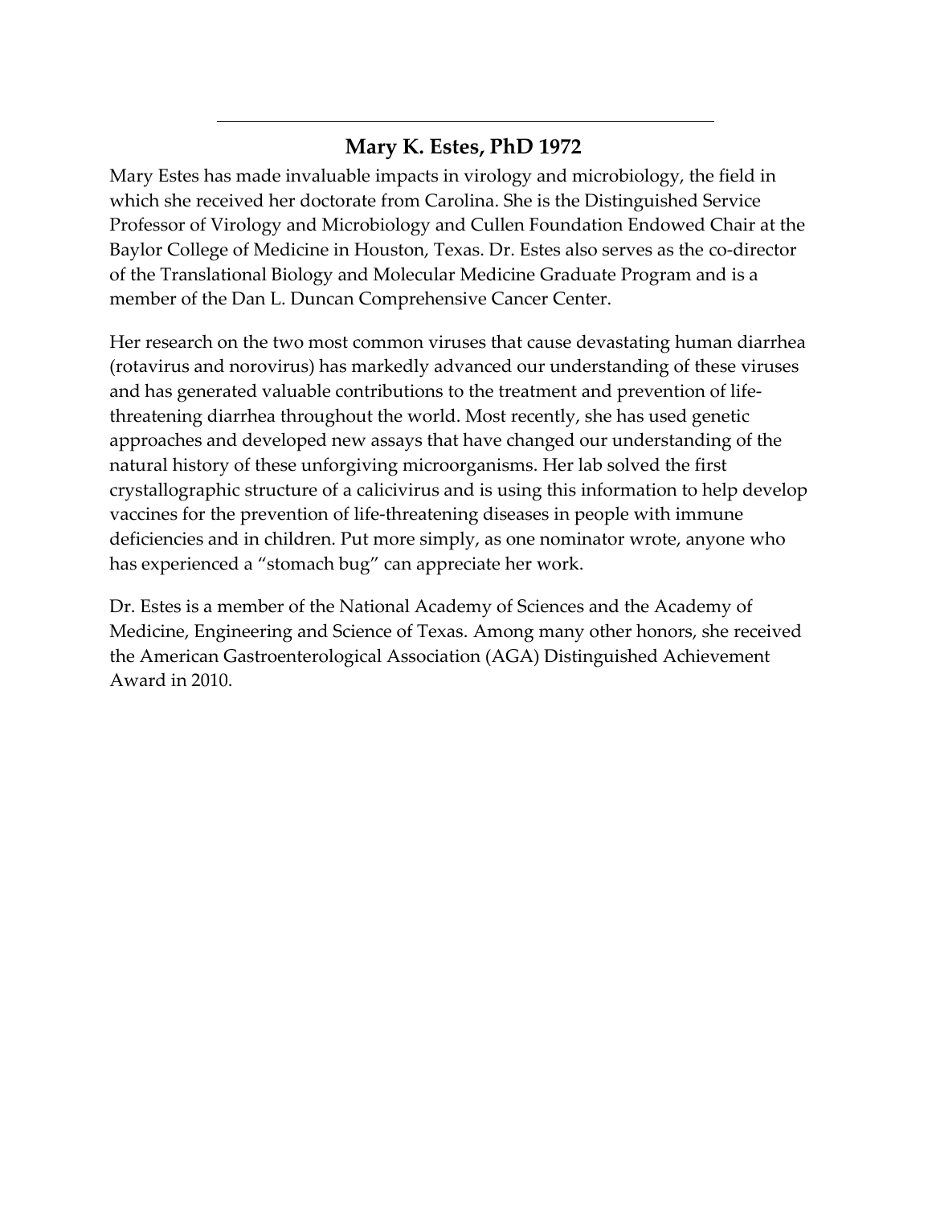---

## Mary K. Estes, PhD 1972

Mary Estes has made invaluable impacts in virology and microbiology, the field in which she received her doctorate from Carolina. She is the Distinguished Service Professor of Virology and Microbiology and Cullen Foundation Endowed Chair at the Baylor College of Medicine in Houston, Texas. Dr. Estes also serves as the co-director of the Translational Biology and Molecular Medicine Graduate Program and is a member of the Dan L. Duncan Comprehensive Cancer Center.

Her research on the two most common viruses that cause devastating human diarrhea (rotavirus and norovirus) has markedly advanced our understanding of these viruses and has generated valuable contributions to the treatment and prevention of life-threatening diarrhea throughout the world. Most recently, she has used genetic approaches and developed new assays that have changed our understanding of the natural history of these unforgiving microorganisms. Her lab solved the first crystallographic structure of a calicivirus and is using this information to help develop vaccines for the prevention of life-threatening diseases in people with immune deficiencies and in children. Put more simply, as one nominator wrote, anyone who has experienced a "stomach bug" can appreciate her work.

Dr. Estes is a member of the National Academy of Sciences and the Academy of Medicine, Engineering and Science of Texas. Among many other honors, she received the American Gastroenterological Association (AGA) Distinguished Achievement Award in 2010.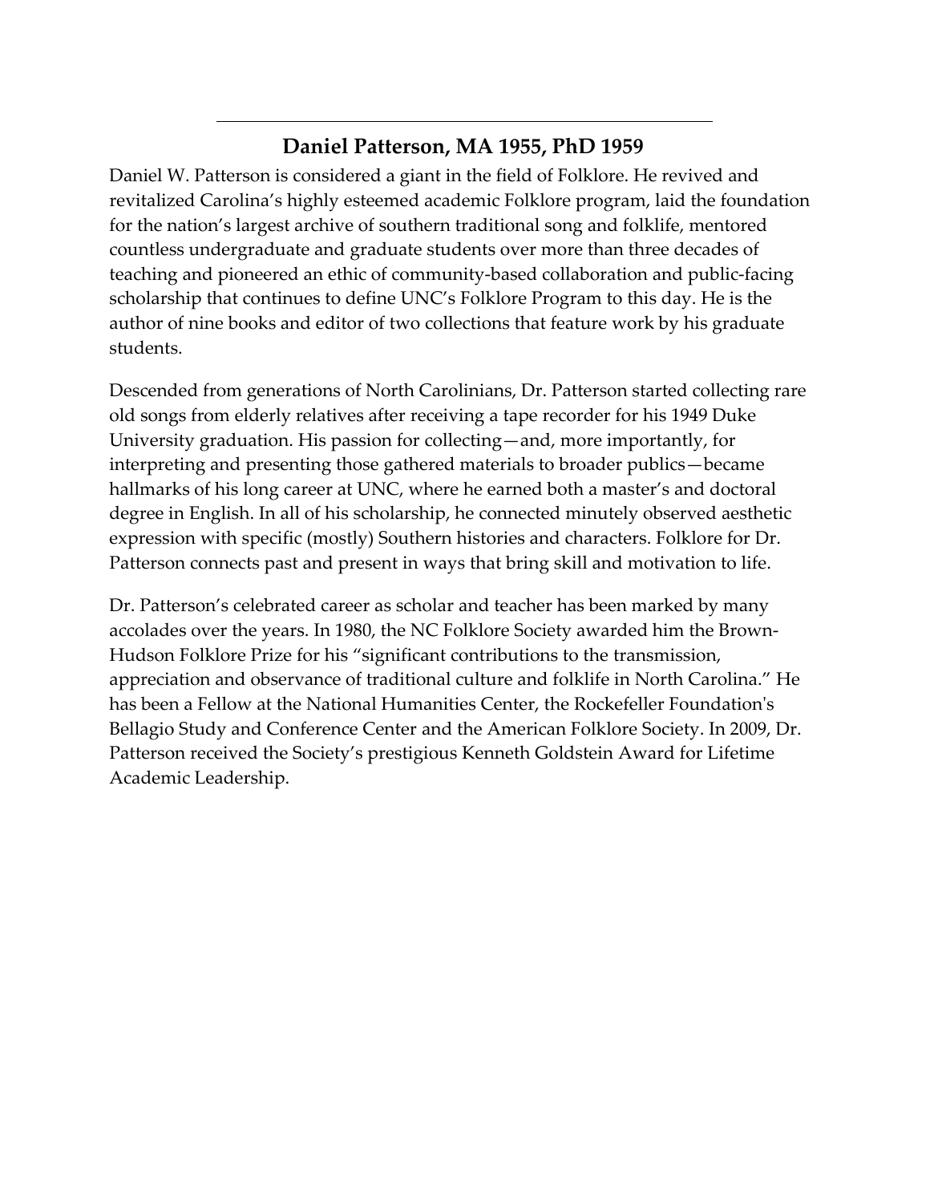## Daniel Patterson, MA 1955, PhD 1959

Daniel W. Patterson is considered a giant in the field of Folklore. He revived and revitalized Carolina's highly esteemed academic Folklore program, laid the foundation for the nation's largest archive of southern traditional song and folklife, mentored countless undergraduate and graduate students over more than three decades of teaching and pioneered an ethic of community-based collaboration and public-facing scholarship that continues to define UNC's Folklore Program to this day. He is the author of nine books and editor of two collections that feature work by his graduate students.

Descended from generations of North Carolinians, Dr. Patterson started collecting rare old songs from elderly relatives after receiving a tape recorder for his 1949 Duke University graduation. His passion for collecting—and, more importantly, for interpreting and presenting those gathered materials to broader publics—became hallmarks of his long career at UNC, where he earned both a master's and doctoral degree in English. In all of his scholarship, he connected minutely observed aesthetic expression with specific (mostly) Southern histories and characters. Folklore for Dr. Patterson connects past and present in ways that bring skill and motivation to life.

Dr. Patterson's celebrated career as scholar and teacher has been marked by many accolades over the years. In 1980, the NC Folklore Society awarded him the Brown-Hudson Folklore Prize for his "significant contributions to the transmission, appreciation and observance of traditional culture and folklife in North Carolina." He has been a Fellow at the National Humanities Center, the Rockefeller Foundation's Bellagio Study and Conference Center and the American Folklore Society. In 2009, Dr. Patterson received the Society's prestigious Kenneth Goldstein Award for Lifetime Academic Leadership.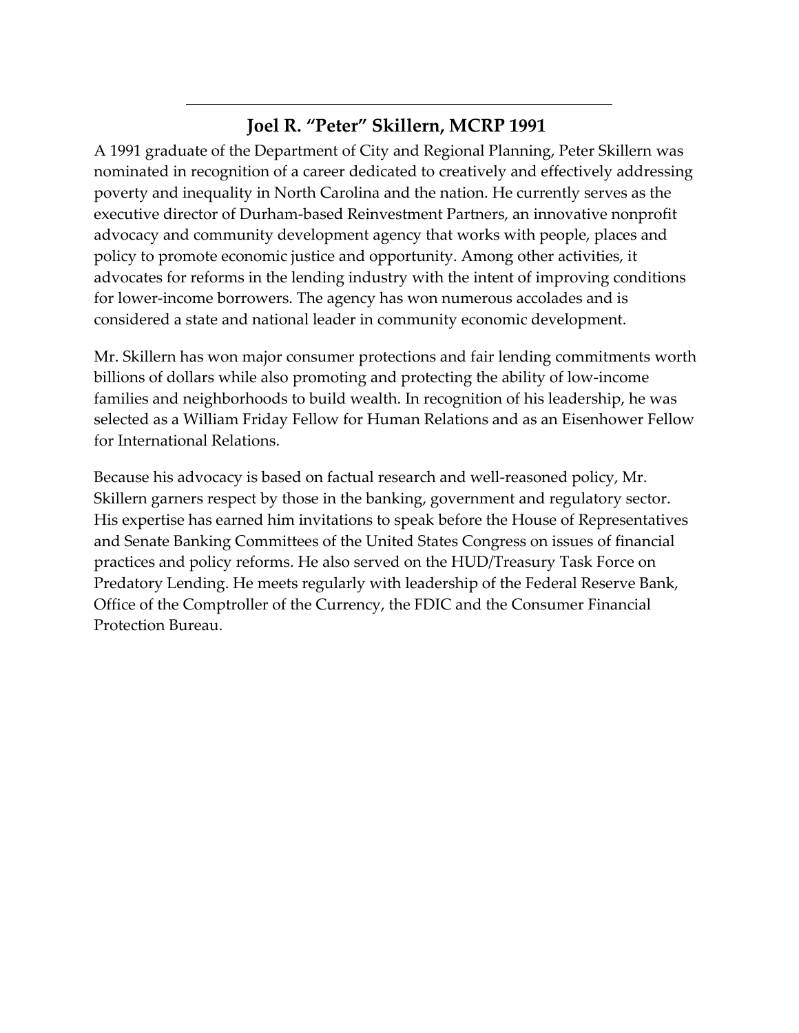## Joel R. "Peter" Skillern, MCRP 1991

A 1991 graduate of the Department of City and Regional Planning, Peter Skillern was nominated in recognition of a career dedicated to creatively and effectively addressing poverty and inequality in North Carolina and the nation. He currently serves as the executive director of Durham-based Reinvestment Partners, an innovative nonprofit advocacy and community development agency that works with people, places and policy to promote economic justice and opportunity. Among other activities, it advocates for reforms in the lending industry with the intent of improving conditions for lower-income borrowers. The agency has won numerous accolades and is considered a state and national leader in community economic development.

Mr. Skillern has won major consumer protections and fair lending commitments worth billions of dollars while also promoting and protecting the ability of low-income families and neighborhoods to build wealth. In recognition of his leadership, he was selected as a William Friday Fellow for Human Relations and as an Eisenhower Fellow for International Relations.

Because his advocacy is based on factual research and well-reasoned policy, Mr. Skillern garners respect by those in the banking, government and regulatory sector. His expertise has earned him invitations to speak before the House of Representatives and Senate Banking Committees of the United States Congress on issues of financial practices and policy reforms. He also served on the HUD/Treasury Task Force on Predatory Lending. He meets regularly with leadership of the Federal Reserve Bank, Office of the Comptroller of the Currency, the FDIC and the Consumer Financial Protection Bureau.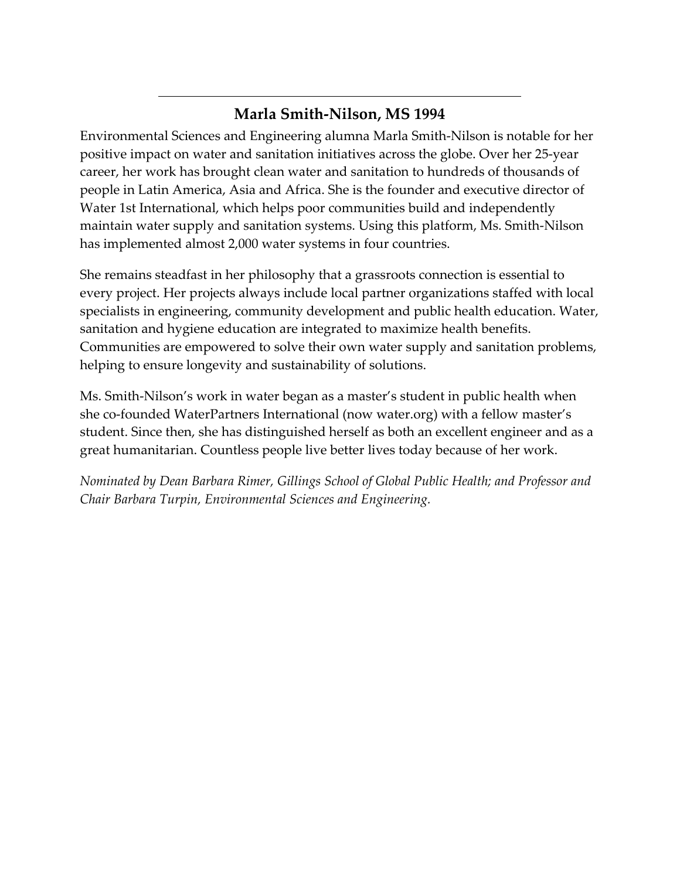---

## Marla Smith-Nilson, MS 1994

Environmental Sciences and Engineering alumna Marla Smith-Nilson is notable for her positive impact on water and sanitation initiatives across the globe. Over her 25-year career, her work has brought clean water and sanitation to hundreds of thousands of people in Latin America, Asia and Africa. She is the founder and executive director of Water 1st International, which helps poor communities build and independently maintain water supply and sanitation systems. Using this platform, Ms. Smith-Nilson has implemented almost 2,000 water systems in four countries.

She remains steadfast in her philosophy that a grassroots connection is essential to every project. Her projects always include local partner organizations staffed with local specialists in engineering, community development and public health education. Water, sanitation and hygiene education are integrated to maximize health benefits. Communities are empowered to solve their own water supply and sanitation problems, helping to ensure longevity and sustainability of solutions.

Ms. Smith-Nilson's work in water began as a master's student in public health when she co-founded WaterPartners International (now water.org) with a fellow master's student. Since then, she has distinguished herself as both an excellent engineer and as a great humanitarian. Countless people live better lives today because of her work.

*Nominated by Dean Barbara Rimer, Gillings School of Global Public Health; and Professor and Chair Barbara Turpin, Environmental Sciences and Engineering.*